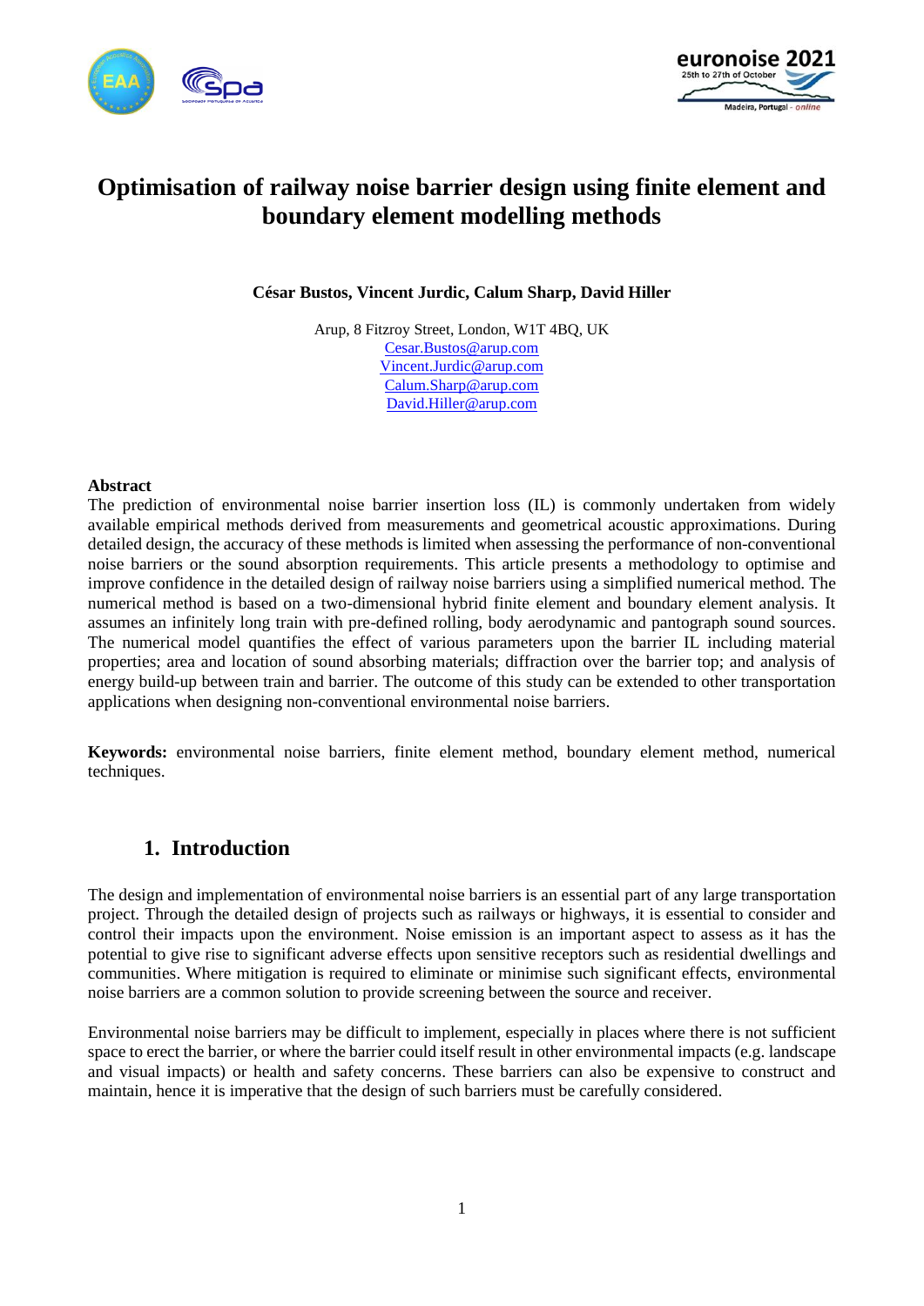# Optimisation of railway noise barrier design using finite element and boundary element modelling methods

**César Bustos, Vincent Jurdic, Calum Sharp, David Hiller**

Arup, 8 Fitzroy Street, London, W1T 4BQ, UK
Cesar.Bustos@arup.com
Vincent.Jurdic@arup.com
Calum.Sharp@arup.com
David.Hiller@arup.com

## Abstract

The prediction of environmental noise barrier insertion loss (IL) is commonly undertaken from widely available empirical methods derived from measurements and geometrical acoustic approximations. During detailed design, the accuracy of these methods is limited when assessing the performance of non-conventional noise barriers or the sound absorption requirements. This article presents a methodology to optimise and improve confidence in the detailed design of railway noise barriers using a simplified numerical method. The numerical method is based on a two-dimensional hybrid finite element and boundary element analysis. It assumes an infinitely long train with pre-defined rolling, body aerodynamic and pantograph sound sources. The numerical model quantifies the effect of various parameters upon the barrier IL including material properties; area and location of sound absorbing materials; diffraction over the barrier top; and analysis of energy build-up between train and barrier. The outcome of this study can be extended to other transportation applications when designing non-conventional environmental noise barriers.

**Keywords:** environmental noise barriers, finite element method, boundary element method, numerical techniques.

## 1. Introduction

The design and implementation of environmental noise barriers is an essential part of any large transportation project. Through the detailed design of projects such as railways or highways, it is essential to consider and control their impacts upon the environment. Noise emission is an important aspect to assess as it has the potential to give rise to significant adverse effects upon sensitive receptors such as residential dwellings and communities. Where mitigation is required to eliminate or minimise such significant effects, environmental noise barriers are a common solution to provide screening between the source and receiver.

Environmental noise barriers may be difficult to implement, especially in places where there is not sufficient space to erect the barrier, or where the barrier could itself result in other environmental impacts (e.g. landscape and visual impacts) or health and safety concerns. These barriers can also be expensive to construct and maintain, hence it is imperative that the design of such barriers must be carefully considered.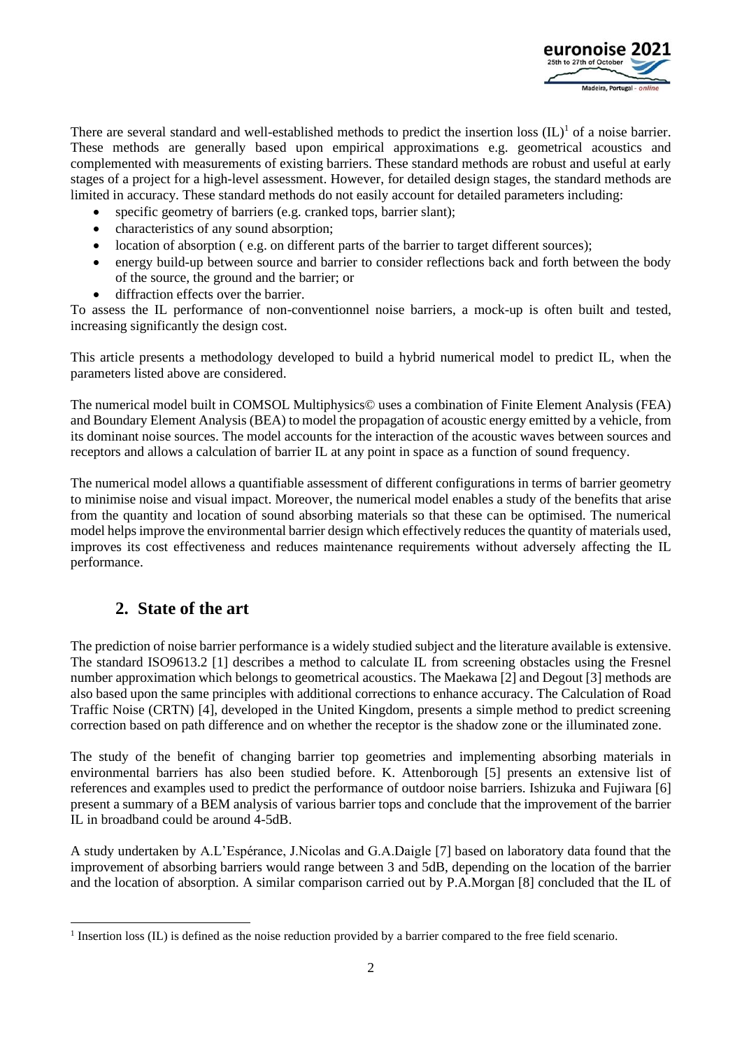There are several standard and well-established methods to predict the insertion loss (IL)[1] of a noise barrier. These methods are generally based upon empirical approximations e.g. geometrical acoustics and complemented with measurements of existing barriers. These standard methods are robust and useful at early stages of a project for a high-level assessment. However, for detailed design stages, the standard methods are limited in accuracy. These standard methods do not easily account for detailed parameters including:

- specific geometry of barriers (e.g. cranked tops, barrier slant);
- characteristics of any sound absorption;
- location of absorption ( e.g. on different parts of the barrier to target different sources);
- energy build-up between source and barrier to consider reflections back and forth between the body of the source, the ground and the barrier; or
- diffraction effects over the barrier.

To assess the IL performance of non-conventionnel noise barriers, a mock-up is often built and tested, increasing significantly the design cost.

This article presents a methodology developed to build a hybrid numerical model to predict IL, when the parameters listed above are considered.

The numerical model built in COMSOL Multiphysics© uses a combination of Finite Element Analysis (FEA) and Boundary Element Analysis (BEA) to model the propagation of acoustic energy emitted by a vehicle, from its dominant noise sources. The model accounts for the interaction of the acoustic waves between sources and receptors and allows a calculation of barrier IL at any point in space as a function of sound frequency.

The numerical model allows a quantifiable assessment of different configurations in terms of barrier geometry to minimise noise and visual impact. Moreover, the numerical model enables a study of the benefits that arise from the quantity and location of sound absorbing materials so that these can be optimised. The numerical model helps improve the environmental barrier design which effectively reduces the quantity of materials used, improves its cost effectiveness and reduces maintenance requirements without adversely affecting the IL performance.

## 2. State of the art

The prediction of noise barrier performance is a widely studied subject and the literature available is extensive. The standard ISO9613.2 [1] describes a method to calculate IL from screening obstacles using the Fresnel number approximation which belongs to geometrical acoustics. The Maekawa [2] and Degout [3] methods are also based upon the same principles with additional corrections to enhance accuracy. The Calculation of Road Traffic Noise (CRTN) [4], developed in the United Kingdom, presents a simple method to predict screening correction based on path difference and on whether the receptor is the shadow zone or the illuminated zone.

The study of the benefit of changing barrier top geometries and implementing absorbing materials in environmental barriers has also been studied before. K. Attenborough [5] presents an extensive list of references and examples used to predict the performance of outdoor noise barriers. Ishizuka and Fujiwara [6] present a summary of a BEM analysis of various barrier tops and conclude that the improvement of the barrier IL in broadband could be around 4-5dB.

A study undertaken by A.L'Espérance, J.Nicolas and G.A.Daigle [7] based on laboratory data found that the improvement of absorbing barriers would range between 3 and 5dB, depending on the location of the barrier and the location of absorption. A similar comparison carried out by P.A.Morgan [8] concluded that the IL of

[1] Insertion loss (IL) is defined as the noise reduction provided by a barrier compared to the free field scenario.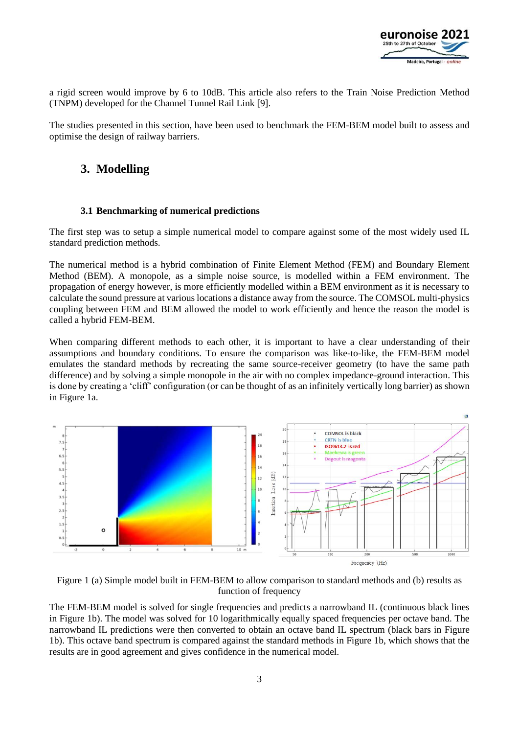a rigid screen would improve by 6 to 10dB. This article also refers to the Train Noise Prediction Method (TNPM) developed for the Channel Tunnel Rail Link [9].

The studies presented in this section, have been used to benchmark the FEM-BEM model built to assess and optimise the design of railway barriers.

## 3. Modelling

### 3.1 Benchmarking of numerical predictions

The first step was to setup a simple numerical model to compare against some of the most widely used IL standard prediction methods.

The numerical method is a hybrid combination of Finite Element Method (FEM) and Boundary Element Method (BEM). A monopole, as a simple noise source, is modelled within a FEM environment. The propagation of energy however, is more efficiently modelled within a BEM environment as it is necessary to calculate the sound pressure at various locations a distance away from the source. The COMSOL multi-physics coupling between FEM and BEM allowed the model to work efficiently and hence the reason the model is called a hybrid FEM-BEM.

When comparing different methods to each other, it is important to have a clear understanding of their assumptions and boundary conditions. To ensure the comparison was like-to-like, the FEM-BEM model emulates the standard methods by recreating the same source-receiver geometry (to have the same path difference) and by solving a simple monopole in the air with no complex impedance-ground interaction. This is done by creating a 'cliff' configuration (or can be thought of as an infinitely vertically long barrier) as shown in Figure 1a.

Figure 1 (a) Simple model built in FEM-BEM to allow comparison to standard methods and (b) results as function of frequency

The FEM-BEM model is solved for single frequencies and predicts a narrowband IL (continuous black lines in Figure 1b). The model was solved for 10 logarithmically equally spaced frequencies per octave band. The narrowband IL predictions were then converted to obtain an octave band IL spectrum (black bars in Figure 1b). This octave band spectrum is compared against the standard methods in Figure 1b, which shows that the results are in good agreement and gives confidence in the numerical model.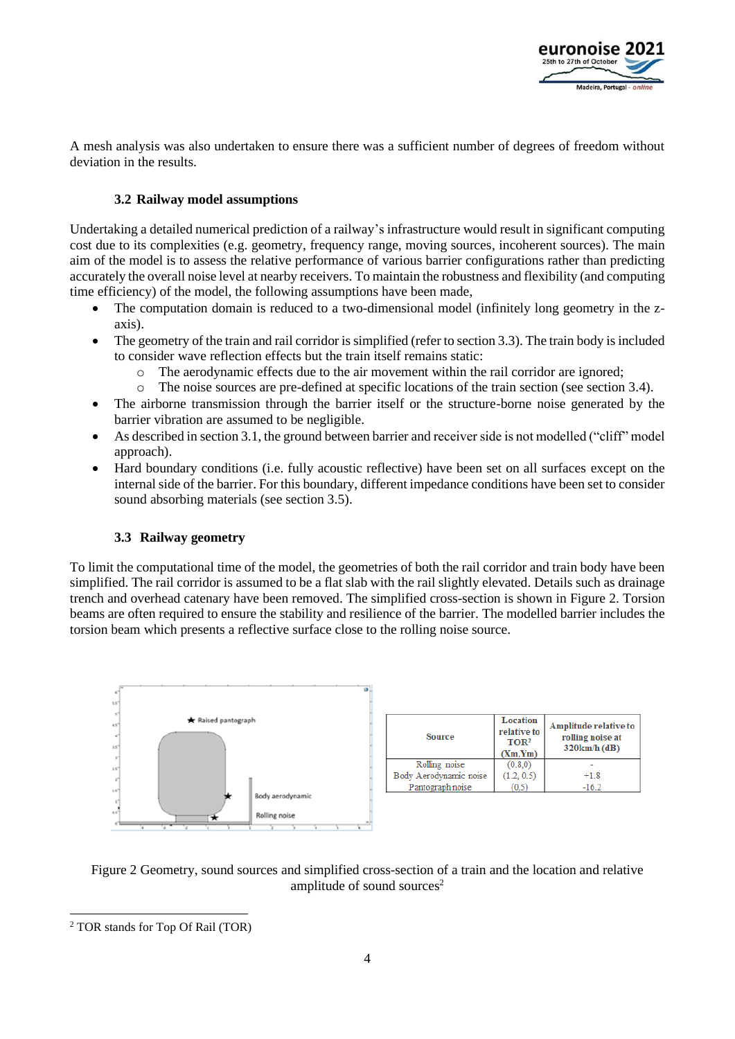A mesh analysis was also undertaken to ensure there was a sufficient number of degrees of freedom without deviation in the results.

### 3.2 Railway model assumptions

Undertaking a detailed numerical prediction of a railway's infrastructure would result in significant computing cost due to its complexities (e.g. geometry, frequency range, moving sources, incoherent sources). The main aim of the model is to assess the relative performance of various barrier configurations rather than predicting accurately the overall noise level at nearby receivers. To maintain the robustness and flexibility (and computing time efficiency) of the model, the following assumptions have been made,

- The computation domain is reduced to a two-dimensional model (infinitely long geometry in the z-axis).
- The geometry of the train and rail corridor is simplified (refer to section 3.3). The train body is included to consider wave reflection effects but the train itself remains static:
  - The aerodynamic effects due to the air movement within the rail corridor are ignored;
  - The noise sources are pre-defined at specific locations of the train section (see section 3.4).
- The airborne transmission through the barrier itself or the structure-borne noise generated by the barrier vibration are assumed to be negligible.
- As described in section 3.1, the ground between barrier and receiver side is not modelled ("cliff" model approach).
- Hard boundary conditions (i.e. fully acoustic reflective) have been set on all surfaces except on the internal side of the barrier. For this boundary, different impedance conditions have been set to consider sound absorbing materials (see section 3.5).

### 3.3 Railway geometry

To limit the computational time of the model, the geometries of both the rail corridor and train body have been simplified. The rail corridor is assumed to be a flat slab with the rail slightly elevated. Details such as drainage trench and overhead catenary have been removed. The simplified cross-section is shown in Figure 2. Torsion beams are often required to ensure the stability and resilience of the barrier. The modelled barrier includes the torsion beam which presents a reflective surface close to the rolling noise source.

| Source | Location relative to TOR[2] (Xm,Ym) | Amplitude relative to rolling noise at 320km/h (dB) |
| --- | --- | --- |
| Rolling noise | (0.8,0) | - |
| Body Aerodynamic noise | (1.2, 0.5) | +1.8 |
| Pantograph noise | (0,5) | -16.2 |

Figure 2 Geometry, sound sources and simplified cross-section of a train and the location and relative amplitude of sound sources[2]

[2] TOR stands for Top Of Rail (TOR)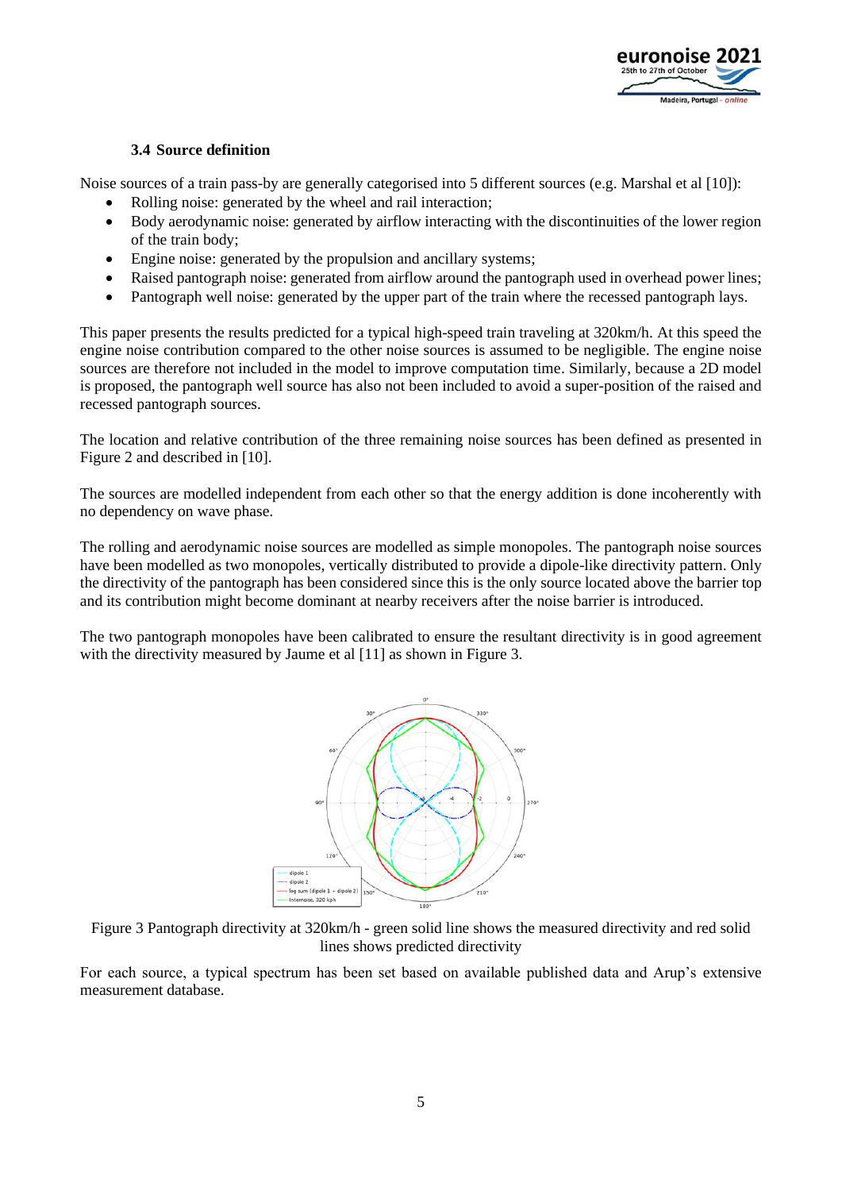### 3.4 Source definition

Noise sources of a train pass-by are generally categorised into 5 different sources (e.g. Marshal et al [10]):

- Rolling noise: generated by the wheel and rail interaction;
- Body aerodynamic noise: generated by airflow interacting with the discontinuities of the lower region of the train body;
- Engine noise: generated by the propulsion and ancillary systems;
- Raised pantograph noise: generated from airflow around the pantograph used in overhead power lines;
- Pantograph well noise: generated by the upper part of the train where the recessed pantograph lays.

This paper presents the results predicted for a typical high-speed train traveling at 320km/h. At this speed the engine noise contribution compared to the other noise sources is assumed to be negligible. The engine noise sources are therefore not included in the model to improve computation time. Similarly, because a 2D model is proposed, the pantograph well source has also not been included to avoid a super-position of the raised and recessed pantograph sources.

The location and relative contribution of the three remaining noise sources has been defined as presented in Figure 2 and described in [10].

The sources are modelled independent from each other so that the energy addition is done incoherently with no dependency on wave phase.

The rolling and aerodynamic noise sources are modelled as simple monopoles. The pantograph noise sources have been modelled as two monopoles, vertically distributed to provide a dipole-like directivity pattern. Only the directivity of the pantograph has been considered since this is the only source located above the barrier top and its contribution might become dominant at nearby receivers after the noise barrier is introduced.

The two pantograph monopoles have been calibrated to ensure the resultant directivity is in good agreement with the directivity measured by Jaume et al [11] as shown in Figure 3.

Figure 3 Pantograph directivity at 320km/h - green solid line shows the measured directivity and red solid lines shows predicted directivity

For each source, a typical spectrum has been set based on available published data and Arup's extensive measurement database.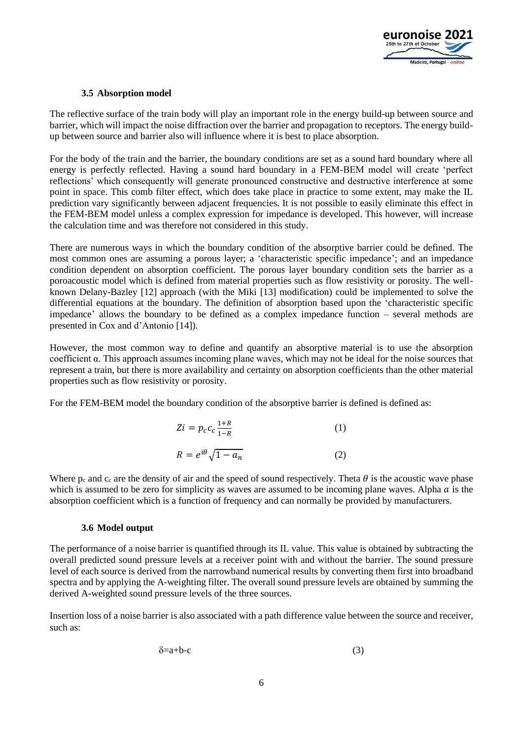### 3.5 Absorption model

The reflective surface of the train body will play an important role in the energy build-up between source and barrier, which will impact the noise diffraction over the barrier and propagation to receptors. The energy build-up between source and barrier also will influence where it is best to place absorption.

For the body of the train and the barrier, the boundary conditions are set as a sound hard boundary where all energy is perfectly reflected. Having a sound hard boundary in a FEM-BEM model will create 'perfect reflections' which consequently will generate pronounced constructive and destructive interference at some point in space. This comb filter effect, which does take place in practice to some extent, may make the IL prediction vary significantly between adjacent frequencies. It is not possible to easily eliminate this effect in the FEM-BEM model unless a complex expression for impedance is developed. This however, will increase the calculation time and was therefore not considered in this study.

There are numerous ways in which the boundary condition of the absorptive barrier could be defined. The most common ones are assuming a porous layer; a 'characteristic specific impedance'; and an impedance condition dependent on absorption coefficient. The porous layer boundary condition sets the barrier as a poroacoustic model which is defined from material properties such as flow resistivity or porosity. The well-known Delany-Bazley [12] approach (with the Miki [13] modification) could be implemented to solve the differential equations at the boundary. The definition of absorption based upon the 'characteristic specific impedance' allows the boundary to be defined as a complex impedance function – several methods are presented in Cox and d'Antonio [14]).

However, the most common way to define and quantify an absorptive material is to use the absorption coefficient α. This approach assumes incoming plane waves, which may not be ideal for the noise sources that represent a train, but there is more availability and certainty on absorption coefficients than the other material properties such as flow resistivity or porosity.

For the FEM-BEM model the boundary condition of the absorptive barrier is defined is defined as:

$$Zi = p_c c_c \frac{1+R}{1-R} \qquad (1)$$

$$R = e^{i\theta}\sqrt{1-a_n} \qquad (2)$$

Where $p_c$ and $c_c$ are the density of air and the speed of sound respectively. Theta $\theta$ is the acoustic wave phase which is assumed to be zero for simplicity as waves are assumed to be incoming plane waves. Alpha $a$ is the absorption coefficient which is a function of frequency and can normally be provided by manufacturers.

### 3.6 Model output

The performance of a noise barrier is quantified through its IL value. This value is obtained by subtracting the overall predicted sound pressure levels at a receiver point with and without the barrier. The sound pressure level of each source is derived from the narrowband numerical results by converting them first into broadband spectra and by applying the A-weighting filter. The overall sound pressure levels are obtained by summing the derived A-weighted sound pressure levels of the three sources.

Insertion loss of a noise barrier is also associated with a path difference value between the source and receiver, such as:

$$\delta = a + b - c \qquad (3)$$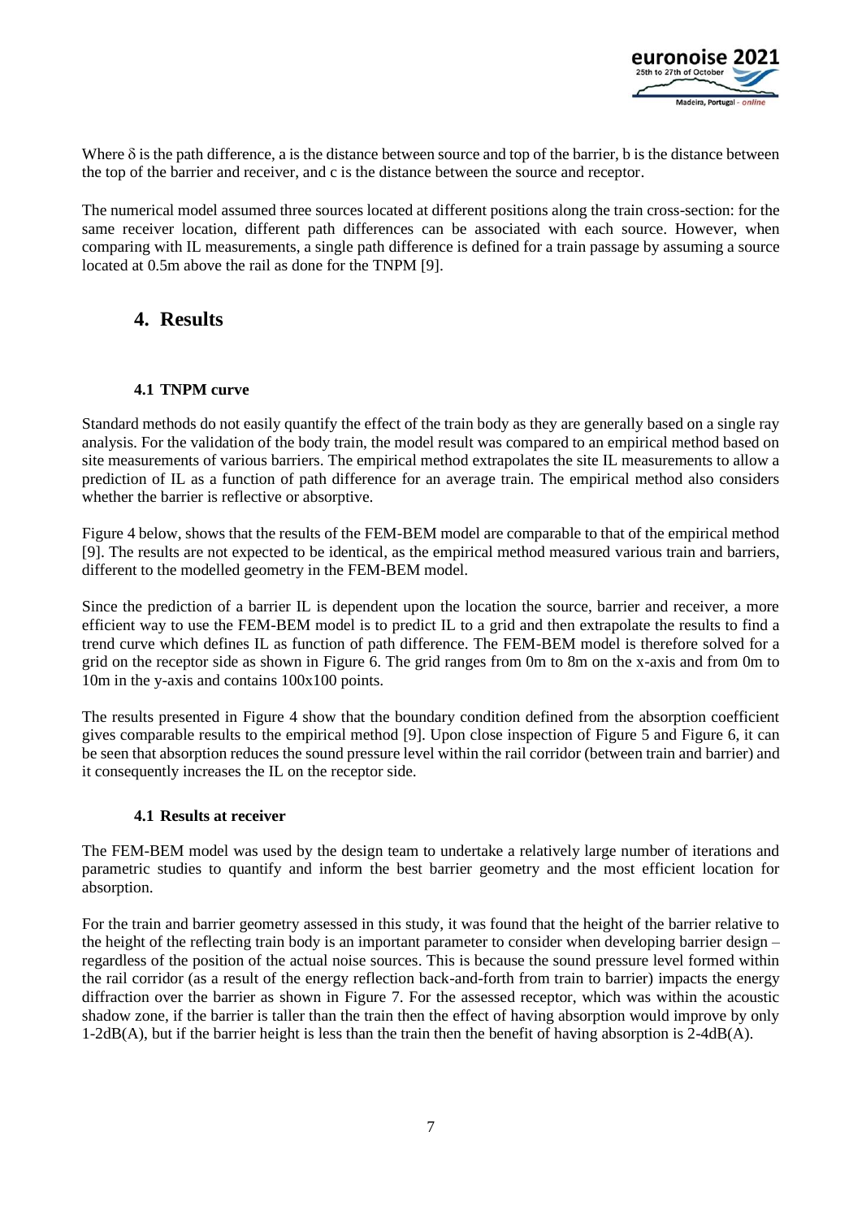Where $\delta$ is the path difference, a is the distance between source and top of the barrier, b is the distance between the top of the barrier and receiver, and c is the distance between the source and receptor.

The numerical model assumed three sources located at different positions along the train cross-section: for the same receiver location, different path differences can be associated with each source. However, when comparing with IL measurements, a single path difference is defined for a train passage by assuming a source located at 0.5m above the rail as done for the TNPM [9].

# 4. Results

### 4.1 TNPM curve

Standard methods do not easily quantify the effect of the train body as they are generally based on a single ray analysis. For the validation of the body train, the model result was compared to an empirical method based on site measurements of various barriers. The empirical method extrapolates the site IL measurements to allow a prediction of IL as a function of path difference for an average train. The empirical method also considers whether the barrier is reflective or absorptive.

Figure 4 below, shows that the results of the FEM-BEM model are comparable to that of the empirical method [9]. The results are not expected to be identical, as the empirical method measured various train and barriers, different to the modelled geometry in the FEM-BEM model.

Since the prediction of a barrier IL is dependent upon the location the source, barrier and receiver, a more efficient way to use the FEM-BEM model is to predict IL to a grid and then extrapolate the results to find a trend curve which defines IL as function of path difference. The FEM-BEM model is therefore solved for a grid on the receptor side as shown in Figure 6. The grid ranges from 0m to 8m on the x-axis and from 0m to 10m in the y-axis and contains 100x100 points.

The results presented in Figure 4 show that the boundary condition defined from the absorption coefficient gives comparable results to the empirical method [9]. Upon close inspection of Figure 5 and Figure 6, it can be seen that absorption reduces the sound pressure level within the rail corridor (between train and barrier) and it consequently increases the IL on the receptor side.

### 4.1 Results at receiver

The FEM-BEM model was used by the design team to undertake a relatively large number of iterations and parametric studies to quantify and inform the best barrier geometry and the most efficient location for absorption.

For the train and barrier geometry assessed in this study, it was found that the height of the barrier relative to the height of the reflecting train body is an important parameter to consider when developing barrier design – regardless of the position of the actual noise sources. This is because the sound pressure level formed within the rail corridor (as a result of the energy reflection back-and-forth from train to barrier) impacts the energy diffraction over the barrier as shown in Figure 7. For the assessed receptor, which was within the acoustic shadow zone, if the barrier is taller than the train then the effect of having absorption would improve by only 1-2dB(A), but if the barrier height is less than the train then the benefit of having absorption is 2-4dB(A).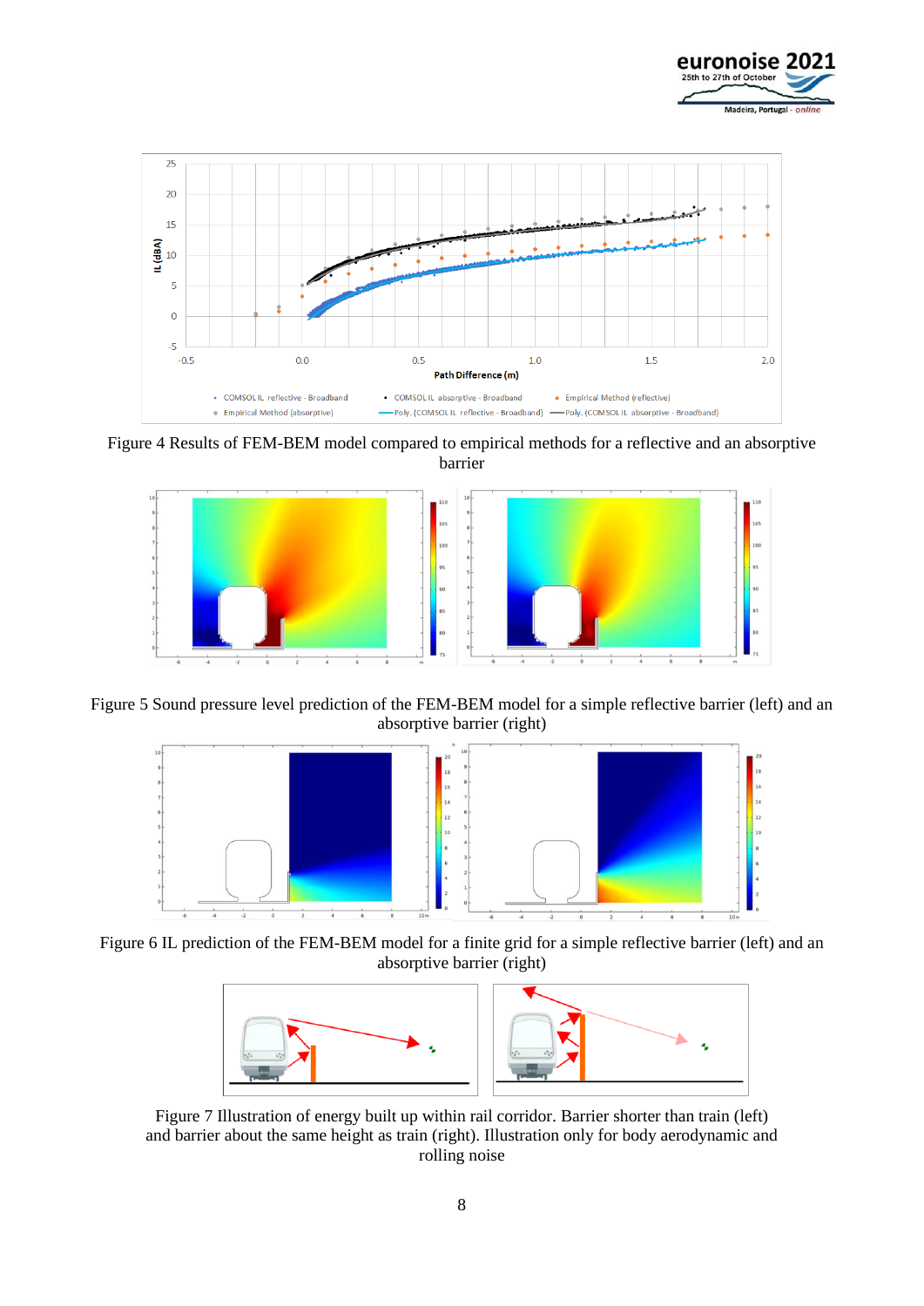Figure 4 Results of FEM-BEM model compared to empirical methods for a reflective and an absorptive barrier

Figure 5 Sound pressure level prediction of the FEM-BEM model for a simple reflective barrier (left) and an absorptive barrier (right)

Figure 6 IL prediction of the FEM-BEM model for a finite grid for a simple reflective barrier (left) and an absorptive barrier (right)

Figure 7 Illustration of energy built up within rail corridor. Barrier shorter than train (left) and barrier about the same height as train (right). Illustration only for body aerodynamic and rolling noise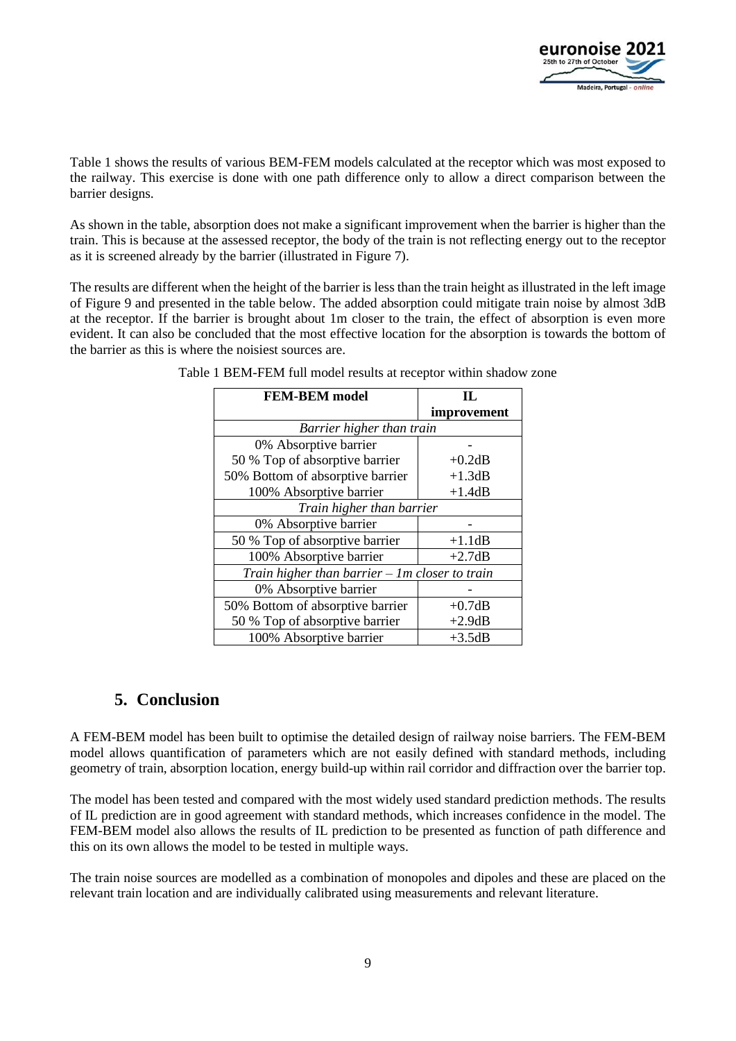Table 1 shows the results of various BEM-FEM models calculated at the receptor which was most exposed to the railway. This exercise is done with one path difference only to allow a direct comparison between the barrier designs.

As shown in the table, absorption does not make a significant improvement when the barrier is higher than the train. This is because at the assessed receptor, the body of the train is not reflecting energy out to the receptor as it is screened already by the barrier (illustrated in Figure 7).

The results are different when the height of the barrier is less than the train height as illustrated in the left image of Figure 9 and presented in the table below. The added absorption could mitigate train noise by almost 3dB at the receptor. If the barrier is brought about 1m closer to the train, the effect of absorption is even more evident. It can also be concluded that the most effective location for the absorption is towards the bottom of the barrier as this is where the noisiest sources are.

Table 1 BEM-FEM full model results at receptor within shadow zone

| FEM-BEM model | IL improvement |
|---|---|
| *Barrier higher than train* | |
| 0% Absorptive barrier | - |
| 50 % Top of absorptive barrier | +0.2dB |
| 50% Bottom of absorptive barrier | +1.3dB |
| 100% Absorptive barrier | +1.4dB |
| *Train higher than barrier* | |
| 0% Absorptive barrier | - |
| 50 % Top of absorptive barrier | +1.1dB |
| 100% Absorptive barrier | +2.7dB |
| *Train higher than barrier – 1m closer to train* | |
| 0% Absorptive barrier | - |
| 50% Bottom of absorptive barrier | +0.7dB |
| 50 % Top of absorptive barrier | +2.9dB |
| 100% Absorptive barrier | +3.5dB |

## 5. Conclusion

A FEM-BEM model has been built to optimise the detailed design of railway noise barriers. The FEM-BEM model allows quantification of parameters which are not easily defined with standard methods, including geometry of train, absorption location, energy build-up within rail corridor and diffraction over the barrier top.

The model has been tested and compared with the most widely used standard prediction methods. The results of IL prediction are in good agreement with standard methods, which increases confidence in the model. The FEM-BEM model also allows the results of IL prediction to be presented as function of path difference and this on its own allows the model to be tested in multiple ways.

The train noise sources are modelled as a combination of monopoles and dipoles and these are placed on the relevant train location and are individually calibrated using measurements and relevant literature.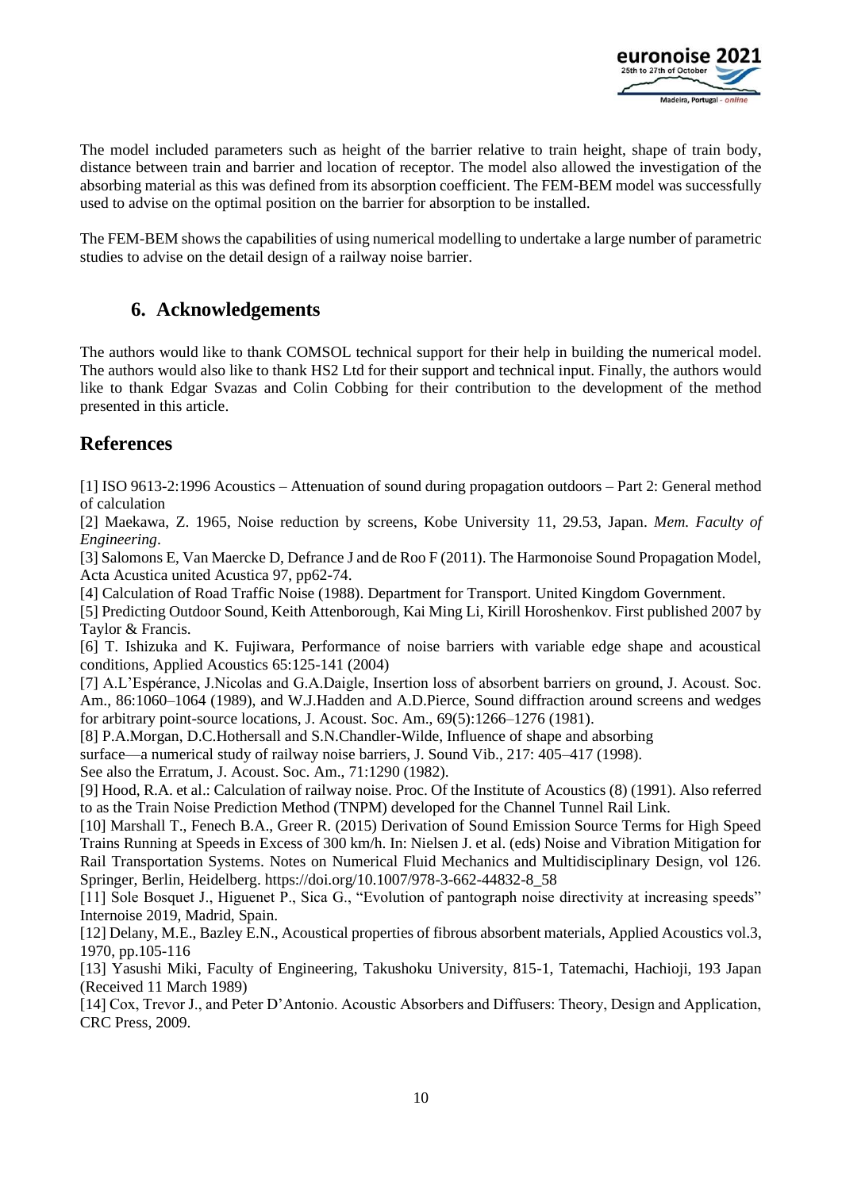The model included parameters such as height of the barrier relative to train height, shape of train body, distance between train and barrier and location of receptor. The model also allowed the investigation of the absorbing material as this was defined from its absorption coefficient. The FEM-BEM model was successfully used to advise on the optimal position on the barrier for absorption to be installed.

The FEM-BEM shows the capabilities of using numerical modelling to undertake a large number of parametric studies to advise on the detail design of a railway noise barrier.

## 6. Acknowledgements

The authors would like to thank COMSOL technical support for their help in building the numerical model. The authors would also like to thank HS2 Ltd for their support and technical input. Finally, the authors would like to thank Edgar Svazas and Colin Cobbing for their contribution to the development of the method presented in this article.

## References

[1] ISO 9613-2:1996 Acoustics – Attenuation of sound during propagation outdoors – Part 2: General method of calculation

[2] Maekawa, Z. 1965, Noise reduction by screens, Kobe University 11, 29.53, Japan. *Mem. Faculty of Engineering*.

[3] Salomons E, Van Maercke D, Defrance J and de Roo F (2011). The Harmonoise Sound Propagation Model, Acta Acustica united Acustica 97, pp62-74.

[4] Calculation of Road Traffic Noise (1988). Department for Transport. United Kingdom Government.

[5] Predicting Outdoor Sound, Keith Attenborough, Kai Ming Li, Kirill Horoshenkov. First published 2007 by Taylor & Francis.

[6] T. Ishizuka and K. Fujiwara, Performance of noise barriers with variable edge shape and acoustical conditions, Applied Acoustics 65:125-141 (2004)

[7] A.L'Espérance, J.Nicolas and G.A.Daigle, Insertion loss of absorbent barriers on ground, J. Acoust. Soc. Am., 86:1060–1064 (1989), and W.J.Hadden and A.D.Pierce, Sound diffraction around screens and wedges for arbitrary point-source locations, J. Acoust. Soc. Am., 69(5):1266–1276 (1981).

[8] P.A.Morgan, D.C.Hothersall and S.N.Chandler-Wilde, Influence of shape and absorbing surface—a numerical study of railway noise barriers, J. Sound Vib., 217: 405–417 (1998). See also the Erratum, J. Acoust. Soc. Am., 71:1290 (1982).

[9] Hood, R.A. et al.: Calculation of railway noise. Proc. Of the Institute of Acoustics (8) (1991). Also referred to as the Train Noise Prediction Method (TNPM) developed for the Channel Tunnel Rail Link.

[10] Marshall T., Fenech B.A., Greer R. (2015) Derivation of Sound Emission Source Terms for High Speed Trains Running at Speeds in Excess of 300 km/h. In: Nielsen J. et al. (eds) Noise and Vibration Mitigation for Rail Transportation Systems. Notes on Numerical Fluid Mechanics and Multidisciplinary Design, vol 126. Springer, Berlin, Heidelberg. https://doi.org/10.1007/978-3-662-44832-8_58

[11] Sole Bosquet J., Higuenet P., Sica G., "Evolution of pantograph noise directivity at increasing speeds" Internoise 2019, Madrid, Spain.

[12] Delany, M.E., Bazley E.N., Acoustical properties of fibrous absorbent materials, Applied Acoustics vol.3, 1970, pp.105-116

[13] Yasushi Miki, Faculty of Engineering, Takushoku University, 815-1, Tatemachi, Hachioji, 193 Japan (Received 11 March 1989)

[14] Cox, Trevor J., and Peter D'Antonio. Acoustic Absorbers and Diffusers: Theory, Design and Application, CRC Press, 2009.